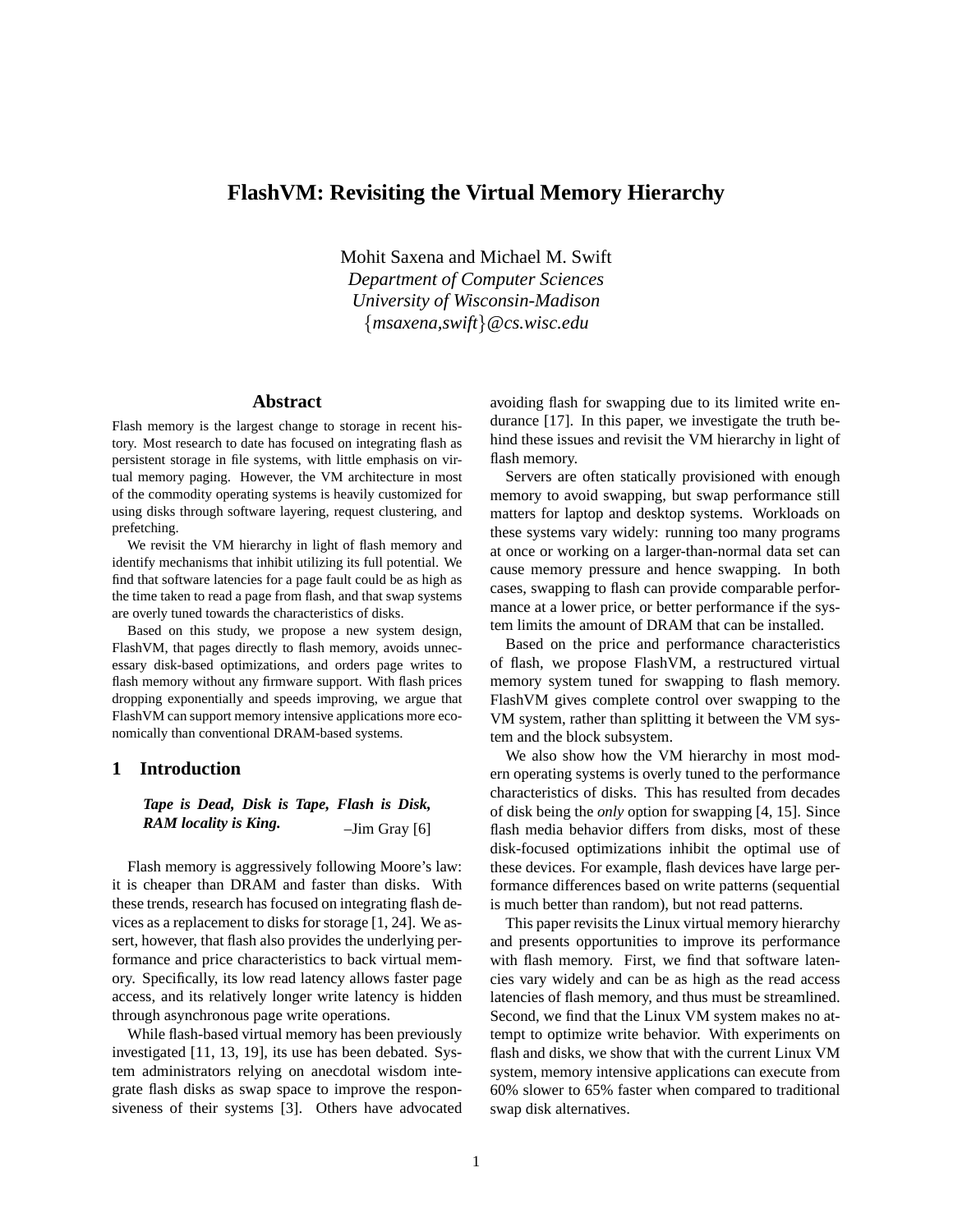# FlashVM: Revisiting the Virtual Memory Hierarchy

Mohit Saxena and Michael M. Swift
*Department of Computer Sciences*
*University of Wisconsin-Madison*
{*msaxena,swift*}*@cs.wisc.edu*

## Abstract

Flash memory is the largest change to storage in recent history. Most research to date has focused on integrating flash as persistent storage in file systems, with little emphasis on virtual memory paging. However, the VM architecture in most of the commodity operating systems is heavily customized for using disks through software layering, request clustering, and prefetching.

We revisit the VM hierarchy in light of flash memory and identify mechanisms that inhibit utilizing its full potential. We find that software latencies for a page fault could be as high as the time taken to read a page from flash, and that swap systems are overly tuned towards the characteristics of disks.

Based on this study, we propose a new system design, FlashVM, that pages directly to flash memory, avoids unnecessary disk-based optimizations, and orders page writes to flash memory without any firmware support. With flash prices dropping exponentially and speeds improving, we argue that FlashVM can support memory intensive applications more economically than conventional DRAM-based systems.

## 1 Introduction

> ***Tape is Dead, Disk is Tape, Flash is Disk, RAM locality is King.*** –Jim Gray [6]

Flash memory is aggressively following Moore's law: it is cheaper than DRAM and faster than disks. With these trends, research has focused on integrating flash devices as a replacement to disks for storage [1, 24]. We assert, however, that flash also provides the underlying performance and price characteristics to back virtual memory. Specifically, its low read latency allows faster page access, and its relatively longer write latency is hidden through asynchronous page write operations.

While flash-based virtual memory has been previously investigated [11, 13, 19], its use has been debated. System administrators relying on anecdotal wisdom integrate flash disks as swap space to improve the responsiveness of their systems [3]. Others have advocated avoiding flash for swapping due to its limited write endurance [17]. In this paper, we investigate the truth behind these issues and revisit the VM hierarchy in light of flash memory.

Servers are often statically provisioned with enough memory to avoid swapping, but swap performance still matters for laptop and desktop systems. Workloads on these systems vary widely: running too many programs at once or working on a larger-than-normal data set can cause memory pressure and hence swapping. In both cases, swapping to flash can provide comparable performance at a lower price, or better performance if the system limits the amount of DRAM that can be installed.

Based on the price and performance characteristics of flash, we propose FlashVM, a restructured virtual memory system tuned for swapping to flash memory. FlashVM gives complete control over swapping to the VM system, rather than splitting it between the VM system and the block subsystem.

We also show how the VM hierarchy in most modern operating systems is overly tuned to the performance characteristics of disks. This has resulted from decades of disk being the *only* option for swapping [4, 15]. Since flash media behavior differs from disks, most of these disk-focused optimizations inhibit the optimal use of these devices. For example, flash devices have large performance differences based on write patterns (sequential is much better than random), but not read patterns.

This paper revisits the Linux virtual memory hierarchy and presents opportunities to improve its performance with flash memory. First, we find that software latencies vary widely and can be as high as the read access latencies of flash memory, and thus must be streamlined. Second, we find that the Linux VM system makes no attempt to optimize write behavior. With experiments on flash and disks, we show that with the current Linux VM system, memory intensive applications can execute from 60% slower to 65% faster when compared to traditional swap disk alternatives.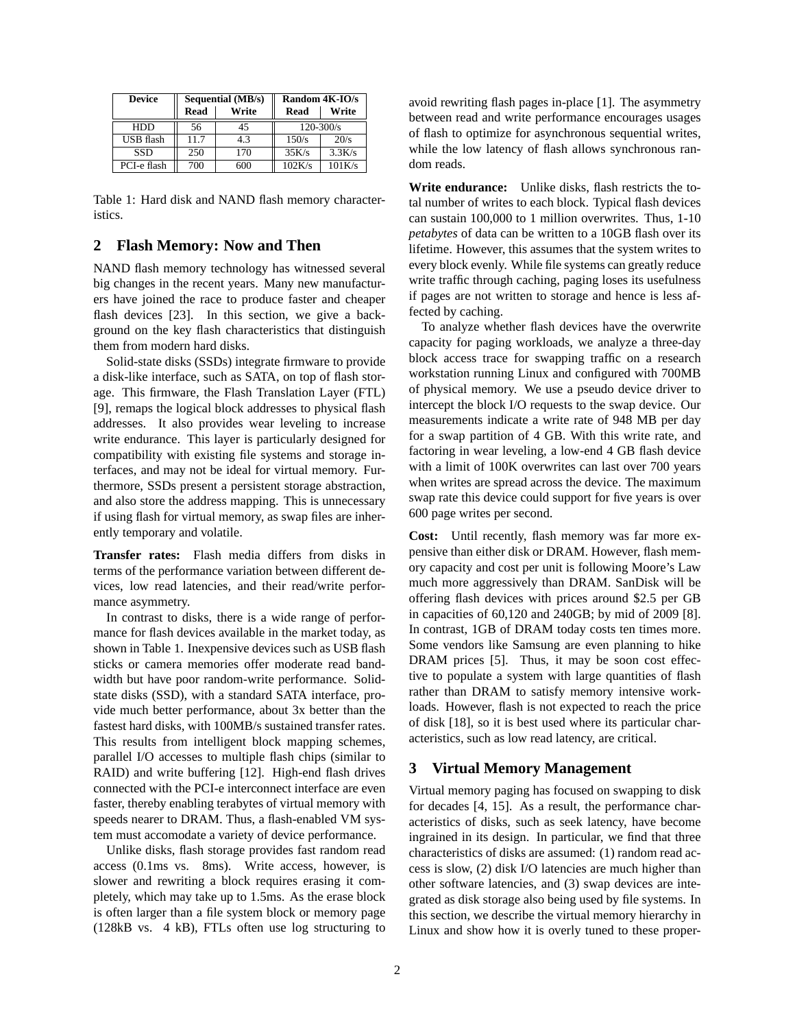| Device | Sequential (MB/s) | | Random 4K-IO/s | |
|---|---|---|---|---|
| | Read | Write | Read | Write |
| HDD | 56 | 45 | 120-300/s | |
| USB flash | 11.7 | 4.3 | 150/s | 20/s |
| SSD | 250 | 170 | 35K/s | 3.3K/s |
| PCI-e flash | 700 | 600 | 102K/s | 101K/s |

Table 1: Hard disk and NAND flash memory characteristics.

## 2 Flash Memory: Now and Then

NAND flash memory technology has witnessed several big changes in the recent years. Many new manufacturers have joined the race to produce faster and cheaper flash devices [23]. In this section, we give a background on the key flash characteristics that distinguish them from modern hard disks.

Solid-state disks (SSDs) integrate firmware to provide a disk-like interface, such as SATA, on top of flash storage. This firmware, the Flash Translation Layer (FTL) [9], remaps the logical block addresses to physical flash addresses. It also provides wear leveling to increase write endurance. This layer is particularly designed for compatibility with existing file systems and storage interfaces, and may not be ideal for virtual memory. Furthermore, SSDs present a persistent storage abstraction, and also store the address mapping. This is unnecessary if using flash for virtual memory, as swap files are inherently temporary and volatile.

**Transfer rates:** Flash media differs from disks in terms of the performance variation between different devices, low read latencies, and their read/write performance asymmetry.

In contrast to disks, there is a wide range of performance for flash devices available in the market today, as shown in Table 1. Inexpensive devices such as USB flash sticks or camera memories offer moderate read bandwidth but have poor random-write performance. Solid-state disks (SSD), with a standard SATA interface, provide much better performance, about 3x better than the fastest hard disks, with 100MB/s sustained transfer rates. This results from intelligent block mapping schemes, parallel I/O accesses to multiple flash chips (similar to RAID) and write buffering [12]. High-end flash drives connected with the PCI-e interconnect interface are even faster, thereby enabling terabytes of virtual memory with speeds nearer to DRAM. Thus, a flash-enabled VM system must accomodate a variety of device performance.

Unlike disks, flash storage provides fast random read access (0.1ms vs. 8ms). Write access, however, is slower and rewriting a block requires erasing it completely, which may take up to 1.5ms. As the erase block is often larger than a file system block or memory page (128kB vs. 4 kB), FTLs often use log structuring to avoid rewriting flash pages in-place [1]. The asymmetry between read and write performance encourages usages of flash to optimize for asynchronous sequential writes, while the low latency of flash allows synchronous random reads.

**Write endurance:** Unlike disks, flash restricts the total number of writes to each block. Typical flash devices can sustain 100,000 to 1 million overwrites. Thus, 1-10 *petabytes* of data can be written to a 10GB flash over its lifetime. However, this assumes that the system writes to every block evenly. While file systems can greatly reduce write traffic through caching, paging loses its usefulness if pages are not written to storage and hence is less affected by caching.

To analyze whether flash devices have the overwrite capacity for paging workloads, we analyze a three-day block access trace for swapping traffic on a research workstation running Linux and configured with 700MB of physical memory. We use a pseudo device driver to intercept the block I/O requests to the swap device. Our measurements indicate a write rate of 948 MB per day for a swap partition of 4 GB. With this write rate, and factoring in wear leveling, a low-end 4 GB flash device with a limit of 100K overwrites can last over 700 years when writes are spread across the device. The maximum swap rate this device could support for five years is over 600 page writes per second.

**Cost:** Until recently, flash memory was far more expensive than either disk or DRAM. However, flash memory capacity and cost per unit is following Moore's Law much more aggressively than DRAM. SanDisk will be offering flash devices with prices around \$2.5 per GB in capacities of 60,120 and 240GB; by mid of 2009 [8]. In contrast, 1GB of DRAM today costs ten times more. Some vendors like Samsung are even planning to hike DRAM prices [5]. Thus, it may be soon cost effective to populate a system with large quantities of flash rather than DRAM to satisfy memory intensive workloads. However, flash is not expected to reach the price of disk [18], so it is best used where its particular characteristics, such as low read latency, are critical.

## 3 Virtual Memory Management

Virtual memory paging has focused on swapping to disk for decades [4, 15]. As a result, the performance characteristics of disks, such as seek latency, have become ingrained in its design. In particular, we find that three characteristics of disks are assumed: (1) random read access is slow, (2) disk I/O latencies are much higher than other software latencies, and (3) swap devices are integrated as disk storage also being used by file systems. In this section, we describe the virtual memory hierarchy in Linux and show how it is overly tuned to these proper-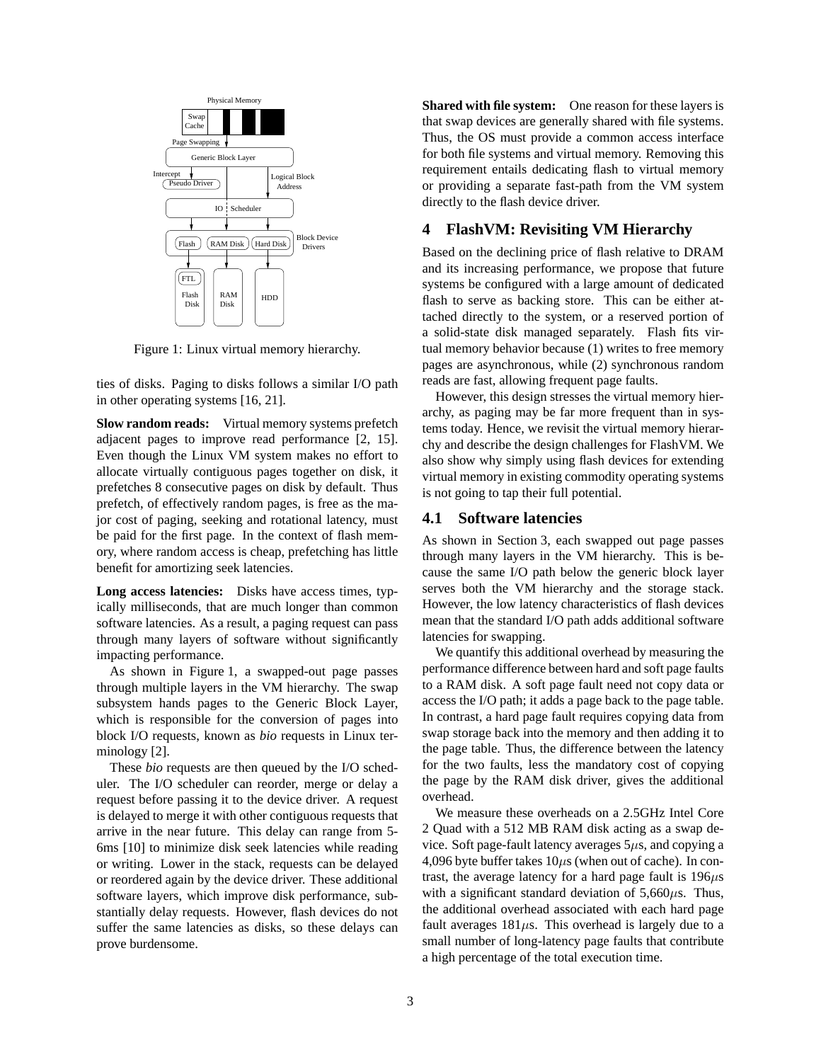Figure 1: Linux virtual memory hierarchy.

ties of disks. Paging to disks follows a similar I/O path in other operating systems [16, 21].

**Slow random reads:** Virtual memory systems prefetch adjacent pages to improve read performance [2, 15]. Even though the Linux VM system makes no effort to allocate virtually contiguous pages together on disk, it prefetches 8 consecutive pages on disk by default. Thus prefetch, of effectively random pages, is free as the major cost of paging, seeking and rotational latency, must be paid for the first page. In the context of flash memory, where random access is cheap, prefetching has little benefit for amortizing seek latencies.

**Long access latencies:** Disks have access times, typically milliseconds, that are much longer than common software latencies. As a result, a paging request can pass through many layers of software without significantly impacting performance.

As shown in Figure 1, a swapped-out page passes through multiple layers in the VM hierarchy. The swap subsystem hands pages to the Generic Block Layer, which is responsible for the conversion of pages into block I/O requests, known as *bio* requests in Linux terminology [2].

These *bio* requests are then queued by the I/O scheduler. The I/O scheduler can reorder, merge or delay a request before passing it to the device driver. A request is delayed to merge it with other contiguous requests that arrive in the near future. This delay can range from 5-6ms [10] to minimize disk seek latencies while reading or writing. Lower in the stack, requests can be delayed or reordered again by the device driver. These additional software layers, which improve disk performance, substantially delay requests. However, flash devices do not suffer the same latencies as disks, so these delays can prove burdensome.

**Shared with file system:** One reason for these layers is that swap devices are generally shared with file systems. Thus, the OS must provide a common access interface for both file systems and virtual memory. Removing this requirement entails dedicating flash to virtual memory or providing a separate fast-path from the VM system directly to the flash device driver.

## 4 FlashVM: Revisiting VM Hierarchy

Based on the declining price of flash relative to DRAM and its increasing performance, we propose that future systems be configured with a large amount of dedicated flash to serve as backing store. This can be either attached directly to the system, or a reserved portion of a solid-state disk managed separately. Flash fits virtual memory behavior because (1) writes to free memory pages are asynchronous, while (2) synchronous random reads are fast, allowing frequent page faults.

However, this design stresses the virtual memory hierarchy, as paging may be far more frequent than in systems today. Hence, we revisit the virtual memory hierarchy and describe the design challenges for FlashVM. We also show why simply using flash devices for extending virtual memory in existing commodity operating systems is not going to tap their full potential.

### 4.1 Software latencies

As shown in Section 3, each swapped out page passes through many layers in the VM hierarchy. This is because the same I/O path below the generic block layer serves both the VM hierarchy and the storage stack. However, the low latency characteristics of flash devices mean that the standard I/O path adds additional software latencies for swapping.

We quantify this additional overhead by measuring the performance difference between hard and soft page faults to a RAM disk. A soft page fault need not copy data or access the I/O path; it adds a page back to the page table. In contrast, a hard page fault requires copying data from swap storage back into the memory and then adding it to the page table. Thus, the difference between the latency for the two faults, less the mandatory cost of copying the page by the RAM disk driver, gives the additional overhead.

We measure these overheads on a 2.5GHz Intel Core 2 Quad with a 512 MB RAM disk acting as a swap device. Soft page-fault latency averages 5$\mu$s, and copying a 4,096 byte buffer takes 10$\mu$s (when out of cache). In contrast, the average latency for a hard page fault is 196$\mu$s with a significant standard deviation of 5,660$\mu$s. Thus, the additional overhead associated with each hard page fault averages 181$\mu$s. This overhead is largely due to a small number of long-latency page faults that contribute a high percentage of the total execution time.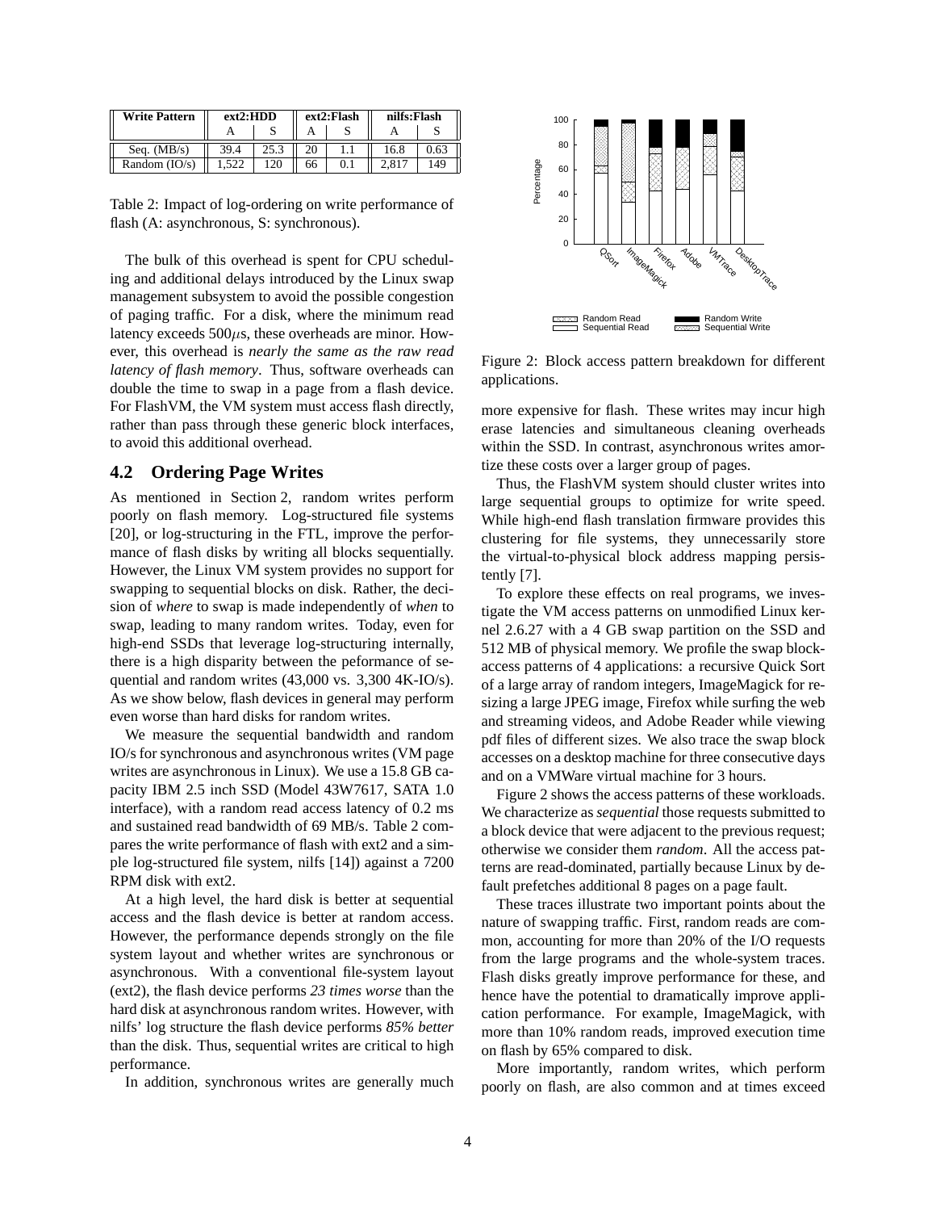| Write Pattern | ext2:HDD | | ext2:Flash | | nilfs:Flash | |
|---|---|---|---|---|---|---|
| | A | S | A | S | A | S |
| Seq. (MB/s) | 39.4 | 25.3 | 20 | 1.1 | 16.8 | 0.63 |
| Random (IO/s) | 1,522 | 120 | 66 | 0.1 | 2,817 | 149 |

Table 2: Impact of log-ordering on write performance of flash (A: asynchronous, S: synchronous).

The bulk of this overhead is spent for CPU scheduling and additional delays introduced by the Linux swap management subsystem to avoid the possible congestion of paging traffic. For a disk, where the minimum read latency exceeds 500$\mu$s, these overheads are minor. However, this overhead is *nearly the same as the raw read latency of flash memory*. Thus, software overheads can double the time to swap in a page from a flash device. For FlashVM, the VM system must access flash directly, rather than pass through these generic block interfaces, to avoid this additional overhead.

## 4.2 Ordering Page Writes

As mentioned in Section 2, random writes perform poorly on flash memory. Log-structured file systems [20], or log-structuring in the FTL, improve the performance of flash disks by writing all blocks sequentially. However, the Linux VM system provides no support for swapping to sequential blocks on disk. Rather, the decision of *where* to swap is made independently of *when* to swap, leading to many random writes. Today, even for high-end SSDs that leverage log-structuring internally, there is a high disparity between the peformance of sequential and random writes (43,000 vs. 3,300 4K-IO/s). As we show below, flash devices in general may perform even worse than hard disks for random writes.

We measure the sequential bandwidth and random IO/s for synchronous and asynchronous writes (VM page writes are asynchronous in Linux). We use a 15.8 GB capacity IBM 2.5 inch SSD (Model 43W7617, SATA 1.0 interface), with a random read access latency of 0.2 ms and sustained read bandwidth of 69 MB/s. Table 2 compares the write performance of flash with ext2 and a simple log-structured file system, nilfs [14]) against a 7200 RPM disk with ext2.

At a high level, the hard disk is better at sequential access and the flash device is better at random access. However, the performance depends strongly on the file system layout and whether writes are synchronous or asynchronous. With a conventional file-system layout (ext2), the flash device performs *23 times worse* than the hard disk at asynchronous random writes. However, with nilfs' log structure the flash device performs *85% better* than the disk. Thus, sequential writes are critical to high performance.

In addition, synchronous writes are generally much more expensive for flash. These writes may incur high erase latencies and simultaneous cleaning overheads within the SSD. In contrast, asynchronous writes amortize these costs over a larger group of pages.

Thus, the FlashVM system should cluster writes into large sequential groups to optimize for write speed. While high-end flash translation firmware provides this clustering for file systems, they unnecessarily store the virtual-to-physical block address mapping persistently [7].

To explore these effects on real programs, we investigate the VM access patterns on unmodified Linux kernel 2.6.27 with a 4 GB swap partition on the SSD and 512 MB of physical memory. We profile the swap block-access patterns of 4 applications: a recursive Quick Sort of a large array of random integers, ImageMagick for resizing a large JPEG image, Firefox while surfing the web and streaming videos, and Adobe Reader while viewing pdf files of different sizes. We also trace the swap block accesses on a desktop machine for three consecutive days and on a VMWare virtual machine for 3 hours.

Figure 2: Block access pattern breakdown for different applications.

Figure 2 shows the access patterns of these workloads. We characterize as *sequential* those requests submitted to a block device that were adjacent to the previous request; otherwise we consider them *random*. All the access patterns are read-dominated, partially because Linux by default prefetches additional 8 pages on a page fault.

These traces illustrate two important points about the nature of swapping traffic. First, random reads are common, accounting for more than 20% of the I/O requests from the large programs and the whole-system traces. Flash disks greatly improve performance for these, and hence have the potential to dramatically improve application performance. For example, ImageMagick, with more than 10% random reads, improved execution time on flash by 65% compared to disk.

More importantly, random writes, which perform poorly on flash, are also common and at times exceed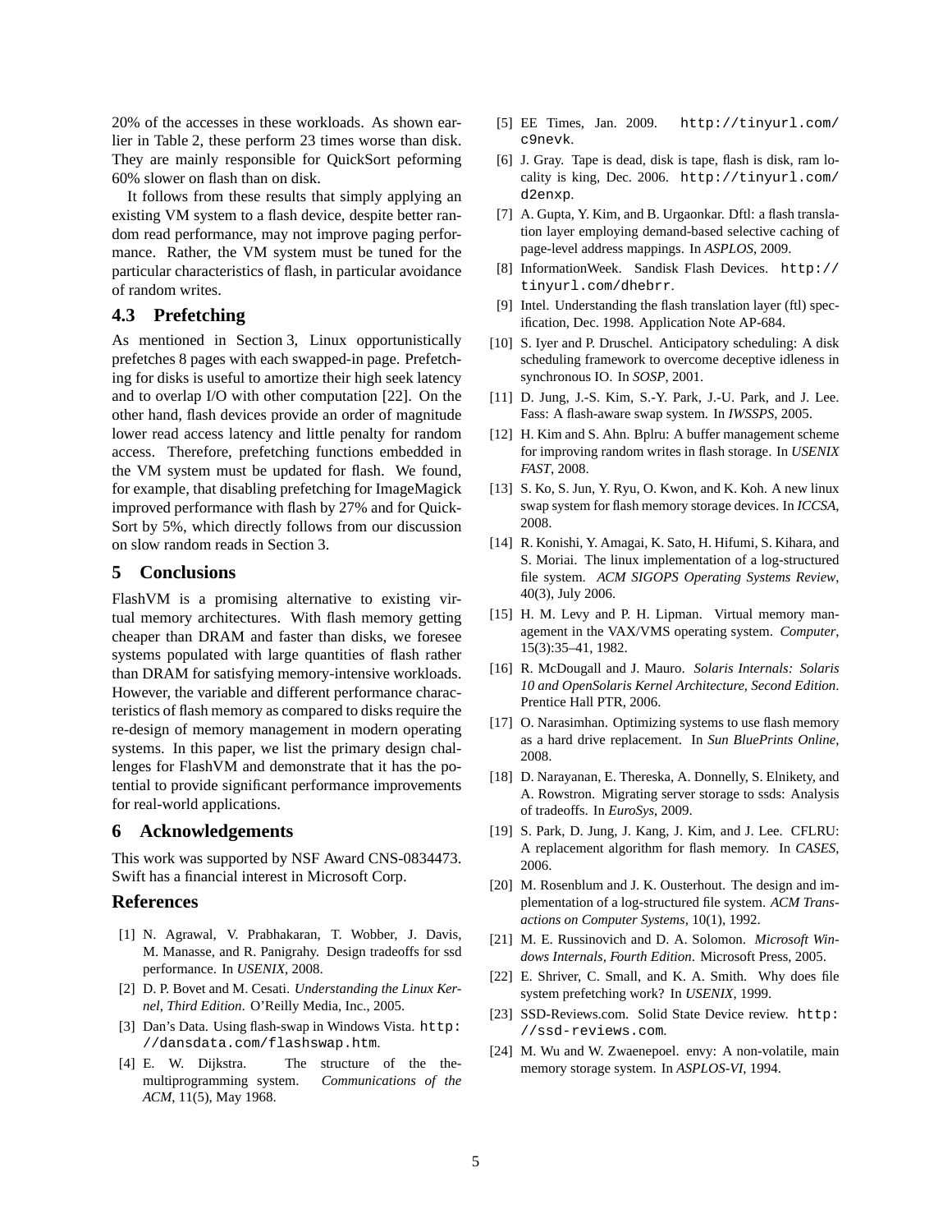20% of the accesses in these workloads. As shown earlier in Table 2, these perform 23 times worse than disk. They are mainly responsible for QuickSort peforming 60% slower on flash than on disk.

It follows from these results that simply applying an existing VM system to a flash device, despite better random read performance, may not improve paging performance. Rather, the VM system must be tuned for the particular characteristics of flash, in particular avoidance of random writes.

### 4.3 Prefetching

As mentioned in Section 3, Linux opportunistically prefetches 8 pages with each swapped-in page. Prefetching for disks is useful to amortize their high seek latency and to overlap I/O with other computation [22]. On the other hand, flash devices provide an order of magnitude lower read access latency and little penalty for random access. Therefore, prefetching functions embedded in the VM system must be updated for flash. We found, for example, that disabling prefetching for ImageMagick improved performance with flash by 27% and for QuickSort by 5%, which directly follows from our discussion on slow random reads in Section 3.

## 5 Conclusions

FlashVM is a promising alternative to existing virtual memory architectures. With flash memory getting cheaper than DRAM and faster than disks, we foresee systems populated with large quantities of flash rather than DRAM for satisfying memory-intensive workloads. However, the variable and different performance characteristics of flash memory as compared to disks require the re-design of memory management in modern operating systems. In this paper, we list the primary design challenges for FlashVM and demonstrate that it has the potential to provide significant performance improvements for real-world applications.

## 6 Acknowledgements

This work was supported by NSF Award CNS-0834473. Swift has a financial interest in Microsoft Corp.

## References

[1] N. Agrawal, V. Prabhakaran, T. Wobber, J. Davis, M. Manasse, and R. Panigrahy. Design tradeoffs for ssd performance. In *USENIX*, 2008.

[2] D. P. Bovet and M. Cesati. *Understanding the Linux Kernel, Third Edition*. O'Reilly Media, Inc., 2005.

[3] Dan's Data. Using flash-swap in Windows Vista. http://dansdata.com/flashswap.htm.

[4] E. W. Dijkstra. The structure of the the-multiprogramming system. *Communications of the ACM*, 11(5), May 1968.

[5] EE Times, Jan. 2009. http://tinyurl.com/c9nevk.

[6] J. Gray. Tape is dead, disk is tape, flash is disk, ram locality is king, Dec. 2006. http://tinyurl.com/d2enxp.

[7] A. Gupta, Y. Kim, and B. Urgaonkar. Dftl: a flash translation layer employing demand-based selective caching of page-level address mappings. In *ASPLOS*, 2009.

[8] InformationWeek. Sandisk Flash Devices. http://tinyurl.com/dhebrr.

[9] Intel. Understanding the flash translation layer (ftl) specification, Dec. 1998. Application Note AP-684.

[10] S. Iyer and P. Druschel. Anticipatory scheduling: A disk scheduling framework to overcome deceptive idleness in synchronous IO. In *SOSP*, 2001.

[11] D. Jung, J.-S. Kim, S.-Y. Park, J.-U. Park, and J. Lee. Fass: A flash-aware swap system. In *IWSSPS*, 2005.

[12] H. Kim and S. Ahn. Bplru: A buffer management scheme for improving random writes in flash storage. In *USENIX FAST*, 2008.

[13] S. Ko, S. Jun, Y. Ryu, O. Kwon, and K. Koh. A new linux swap system for flash memory storage devices. In *ICCSA*, 2008.

[14] R. Konishi, Y. Amagai, K. Sato, H. Hifumi, S. Kihara, and S. Moriai. The linux implementation of a log-structured file system. *ACM SIGOPS Operating Systems Review*, 40(3), July 2006.

[15] H. M. Levy and P. H. Lipman. Virtual memory management in the VAX/VMS operating system. *Computer*, 15(3):35–41, 1982.

[16] R. McDougall and J. Mauro. *Solaris Internals: Solaris 10 and OpenSolaris Kernel Architecture, Second Edition*. Prentice Hall PTR, 2006.

[17] O. Narasimhan. Optimizing systems to use flash memory as a hard drive replacement. In *Sun BluePrints Online*, 2008.

[18] D. Narayanan, E. Thereska, A. Donnelly, S. Elnikety, and A. Rowstron. Migrating server storage to ssds: Analysis of tradeoffs. In *EuroSys*, 2009.

[19] S. Park, D. Jung, J. Kang, J. Kim, and J. Lee. CFLRU: A replacement algorithm for flash memory. In *CASES*, 2006.

[20] M. Rosenblum and J. K. Ousterhout. The design and implementation of a log-structured file system. *ACM Transactions on Computer Systems*, 10(1), 1992.

[21] M. E. Russinovich and D. A. Solomon. *Microsoft Windows Internals, Fourth Edition*. Microsoft Press, 2005.

[22] E. Shriver, C. Small, and K. A. Smith. Why does file system prefetching work? In *USENIX*, 1999.

[23] SSD-Reviews.com. Solid State Device review. http://ssd-reviews.com.

[24] M. Wu and W. Zwaenepoel. envy: A non-volatile, main memory storage system. In *ASPLOS-VI*, 1994.